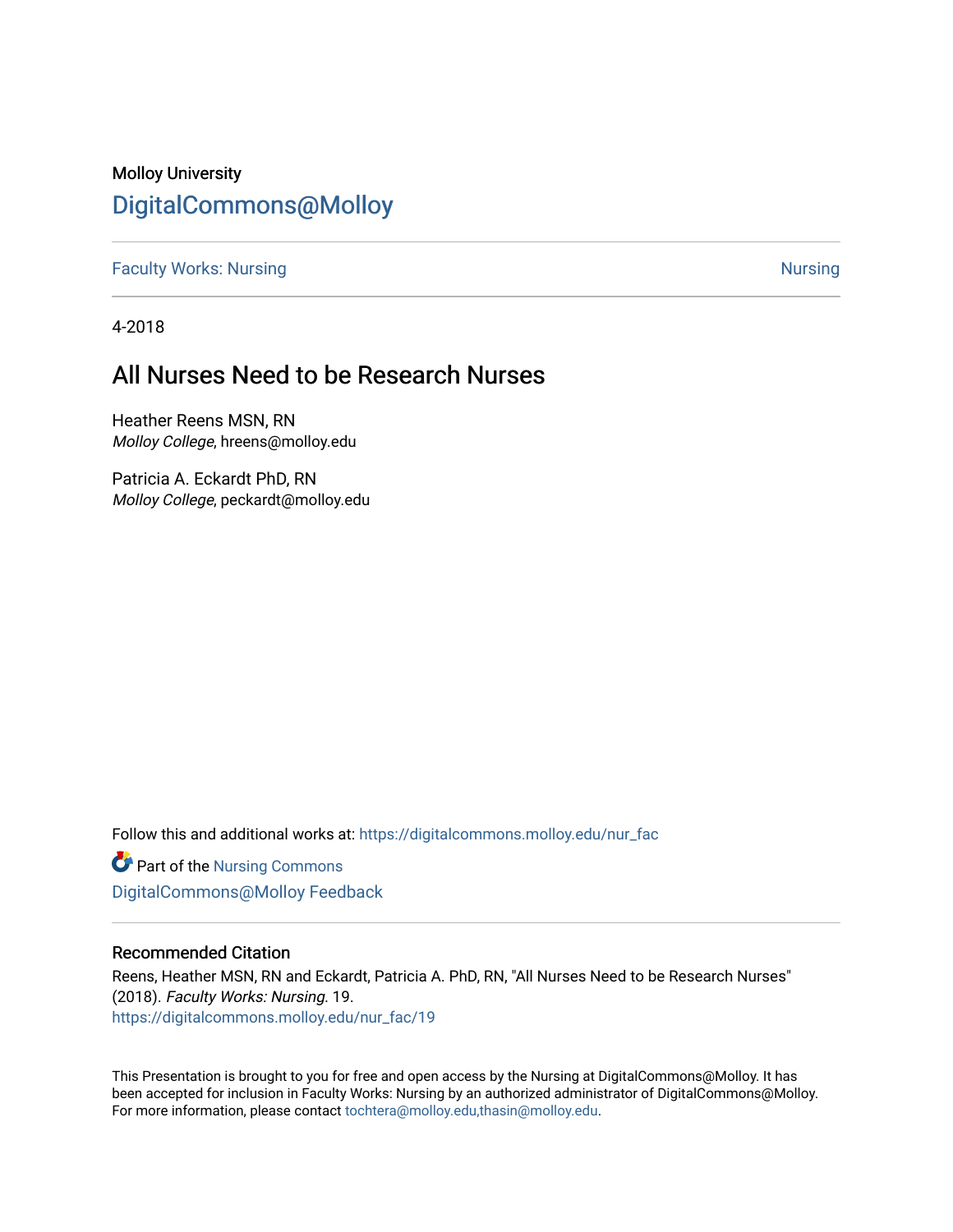Molloy University

# DigitalCommons@Molloy

Faculty Works: Nursing — Nursing

4-2018

## All Nurses Need to be Research Nurses

Heather Reens MSN, RN
*Molloy College*, hreens@molloy.edu

Patricia A. Eckardt PhD, RN
*Molloy College*, peckardt@molloy.edu

Follow this and additional works at: https://digitalcommons.molloy.edu/nur_fac

Part of the Nursing Commons

DigitalCommons@Molloy Feedback

### Recommended Citation

Reens, Heather MSN, RN and Eckardt, Patricia A. PhD, RN, "All Nurses Need to be Research Nurses" (2018). *Faculty Works: Nursing*. 19.
https://digitalcommons.molloy.edu/nur_fac/19

This Presentation is brought to you for free and open access by the Nursing at DigitalCommons@Molloy. It has been accepted for inclusion in Faculty Works: Nursing by an authorized administrator of DigitalCommons@Molloy. For more information, please contact tochtera@molloy.edu,thasin@molloy.edu.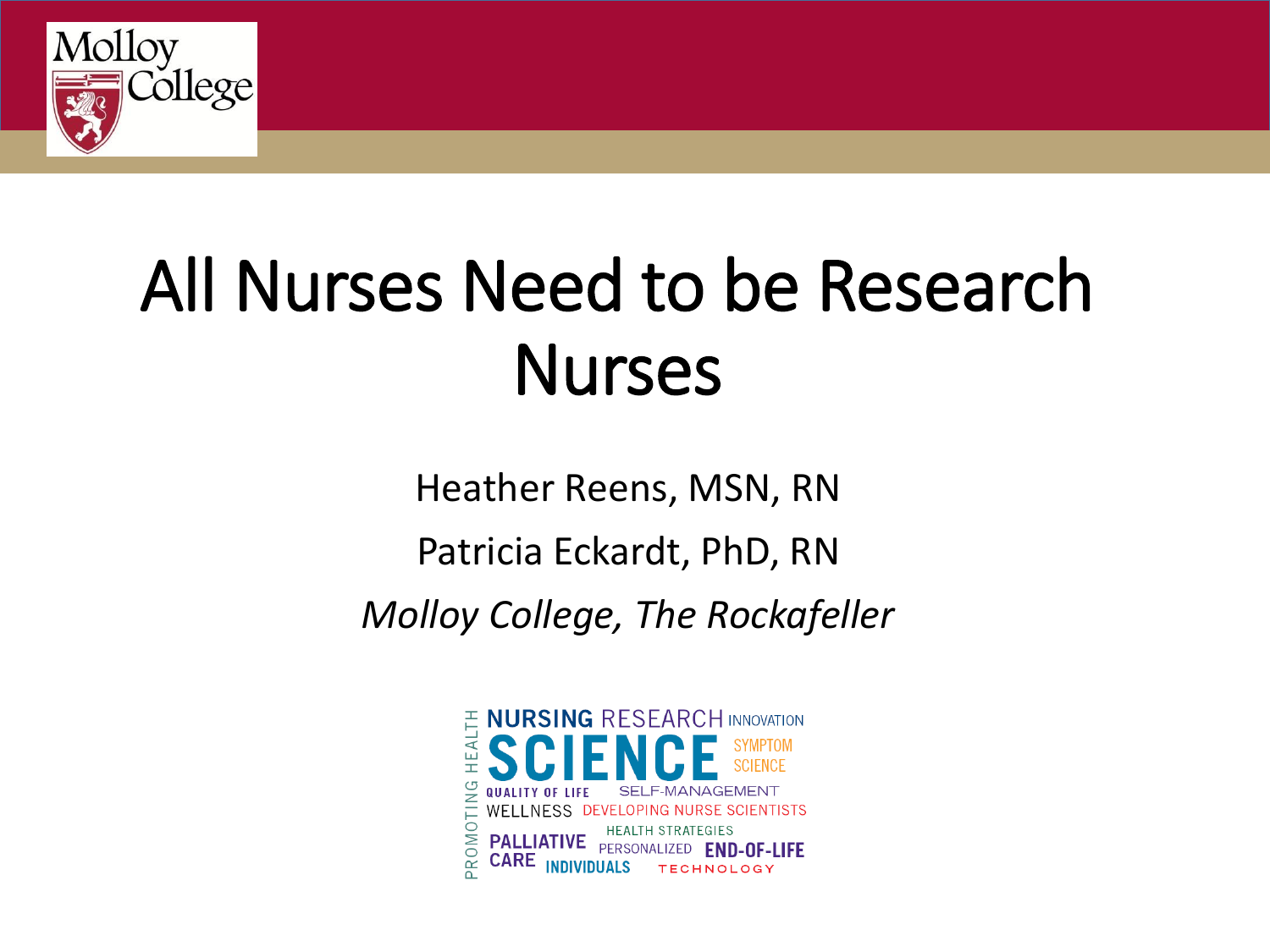# All Nurses Need to be Research Nurses

Heather Reens, MSN, RN

Patricia Eckardt, PhD, RN

*Molloy College, The Rockafeller*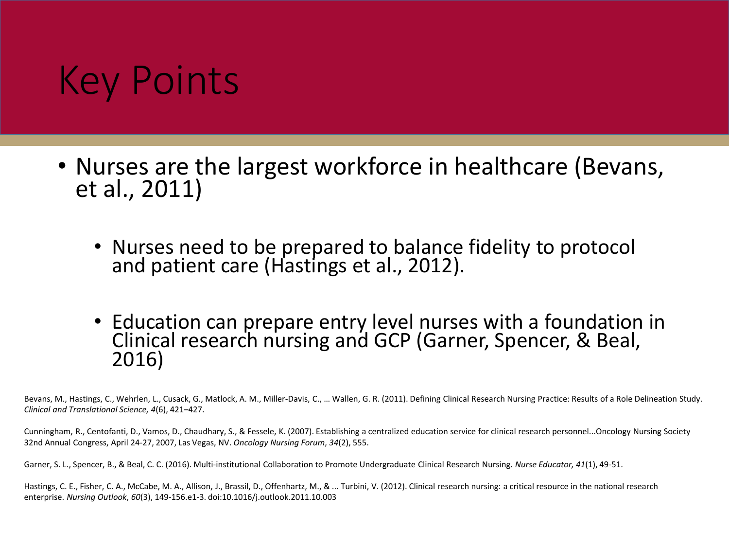# Key Points

- Nurses are the largest workforce in healthcare (Bevans, et al., 2011)
  - Nurses need to be prepared to balance fidelity to protocol and patient care (Hastings et al., 2012).
  - Education can prepare entry level nurses with a foundation in Clinical research nursing and GCP (Garner, Spencer, & Beal, 2016)

Bevans, M., Hastings, C., Wehrlen, L., Cusack, G., Matlock, A. M., Miller-Davis, C., … Wallen, G. R. (2011). Defining Clinical Research Nursing Practice: Results of a Role Delineation Study. *Clinical and Translational Science, 4*(6), 421–427.

Cunningham, R., Centofanti, D., Vamos, D., Chaudhary, S., & Fessele, K. (2007). Establishing a centralized education service for clinical research personnel...Oncology Nursing Society 32nd Annual Congress, April 24-27, 2007, Las Vegas, NV. *Oncology Nursing Forum*, *34*(2), 555.

Garner, S. L., Spencer, B., & Beal, C. C. (2016). Multi-institutional Collaboration to Promote Undergraduate Clinical Research Nursing. *Nurse Educator, 41*(1), 49-51.

Hastings, C. E., Fisher, C. A., McCabe, M. A., Allison, J., Brassil, D., Offenhartz, M., & ... Turbini, V. (2012). Clinical research nursing: a critical resource in the national research enterprise. *Nursing Outlook*, *60*(3), 149-156.e1-3. doi:10.1016/j.outlook.2011.10.003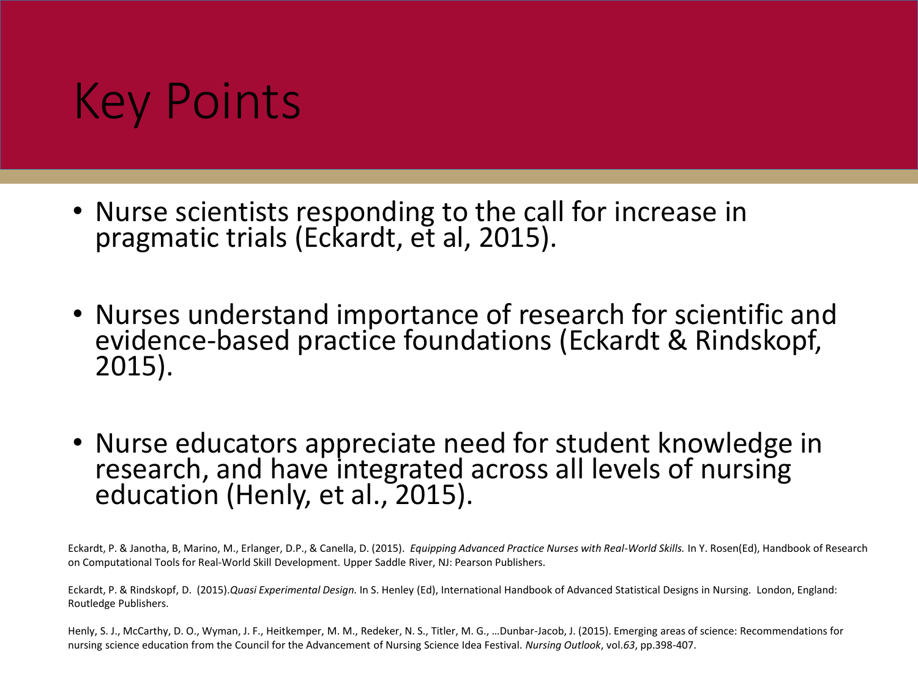# Key Points

- Nurse scientists responding to the call for increase in pragmatic trials (Eckardt, et al, 2015).
- Nurses understand importance of research for scientific and evidence-based practice foundations (Eckardt & Rindskopf, 2015).
- Nurse educators appreciate need for student knowledge in research, and have integrated across all levels of nursing education (Henly, et al., 2015).

Eckardt, P. & Janotha, B, Marino, M., Erlanger, D.P., & Canella, D. (2015). *Equipping Advanced Practice Nurses with Real-World Skills.* In Y. Rosen(Ed), Handbook of Research on Computational Tools for Real-World Skill Development. Upper Saddle River, NJ: Pearson Publishers.

Eckardt, P. & Rindskopf, D. (2015).*Quasi Experimental Design.* In S. Henley (Ed), International Handbook of Advanced Statistical Designs in Nursing. London, England: Routledge Publishers.

Henly, S. J., McCarthy, D. O., Wyman, J. F., Heitkemper, M. M., Redeker, N. S., Titler, M. G., …Dunbar-Jacob, J. (2015). Emerging areas of science: Recommendations for nursing science education from the Council for the Advancement of Nursing Science Idea Festival. *Nursing Outlook*, vol.*63*, pp.398-407.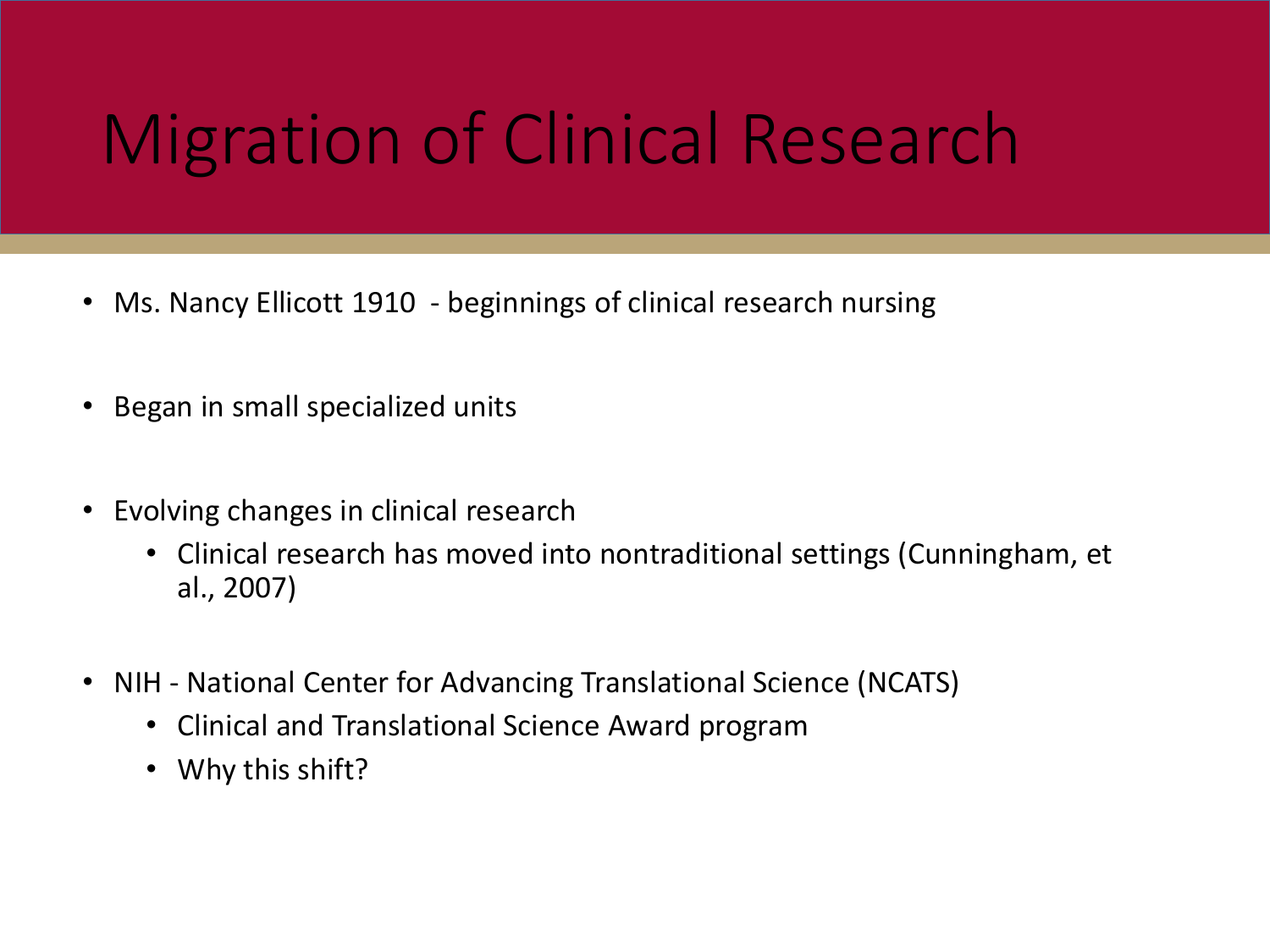# Migration of Clinical Research

- Ms. Nancy Ellicott 1910 - beginnings of clinical research nursing
- Began in small specialized units
- Evolving changes in clinical research
  - Clinical research has moved into nontraditional settings (Cunningham, et al., 2007)
- NIH - National Center for Advancing Translational Science (NCATS)
  - Clinical and Translational Science Award program
  - Why this shift?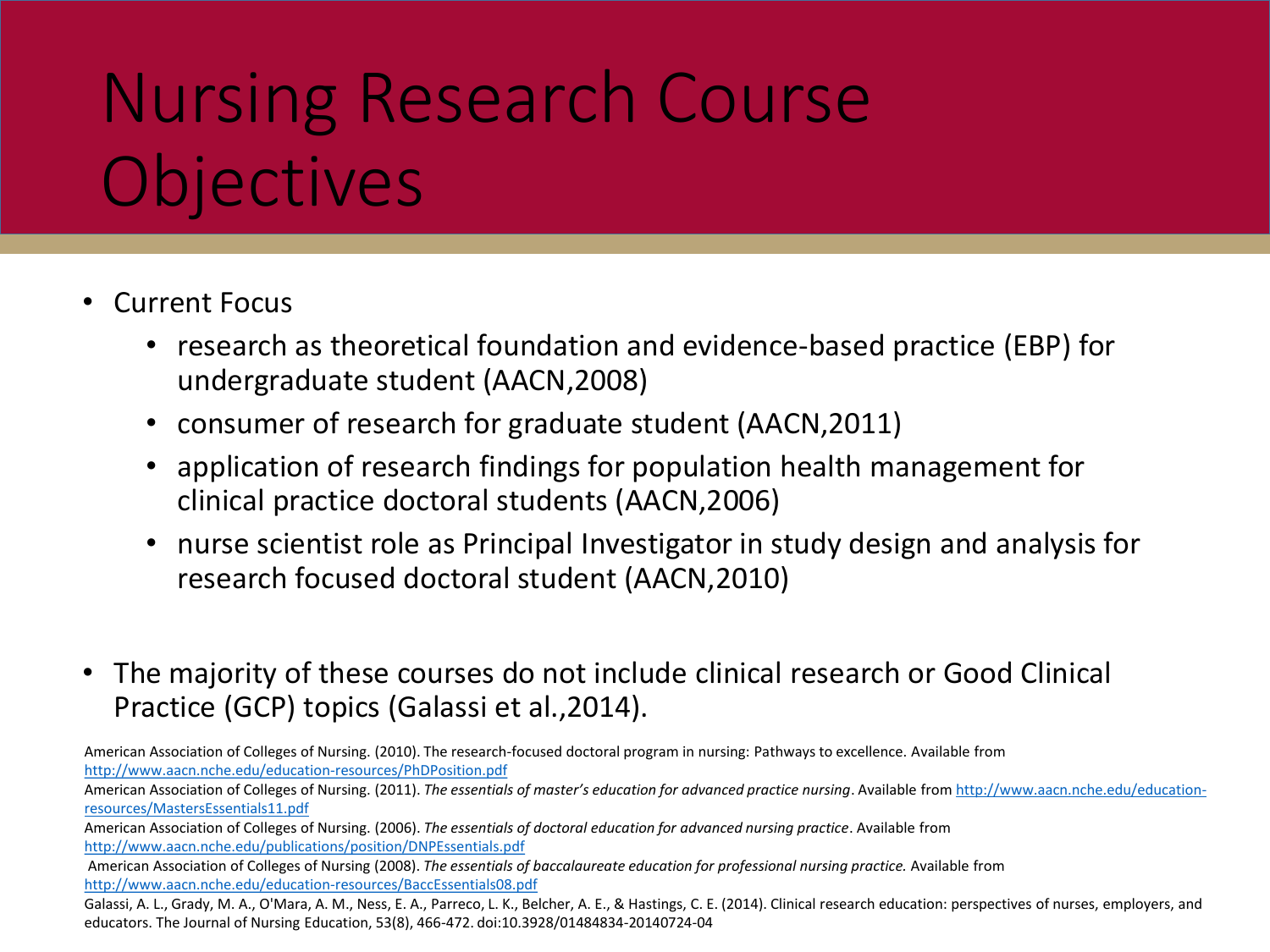# Nursing Research Course Objectives

- Current Focus
  - research as theoretical foundation and evidence-based practice (EBP) for undergraduate student (AACN,2008)
  - consumer of research for graduate student (AACN,2011)
  - application of research findings for population health management for clinical practice doctoral students (AACN,2006)
  - nurse scientist role as Principal Investigator in study design and analysis for research focused doctoral student (AACN,2010)

- The majority of these courses do not include clinical research or Good Clinical Practice (GCP) topics (Galassi et al.,2014).

American Association of Colleges of Nursing. (2010). The research-focused doctoral program in nursing: Pathways to excellence. Available from http://www.aacn.nche.edu/education-resources/PhDPosition.pdf

American Association of Colleges of Nursing. (2011). *The essentials of master's education for advanced practice nursing*. Available from http://www.aacn.nche.edu/education-resources/MastersEssentials11.pdf

American Association of Colleges of Nursing. (2006). *The essentials of doctoral education for advanced nursing practice*. Available from http://www.aacn.nche.edu/publications/position/DNPEssentials.pdf

American Association of Colleges of Nursing (2008). *The essentials of baccalaureate education for professional nursing practice.* Available from http://www.aacn.nche.edu/education-resources/BaccEssentials08.pdf

Galassi, A. L., Grady, M. A., O'Mara, A. M., Ness, E. A., Parreco, L. K., Belcher, A. E., & Hastings, C. E. (2014). Clinical research education: perspectives of nurses, employers, and educators. The Journal of Nursing Education, 53(8), 466-472. doi:10.3928/01484834-20140724-04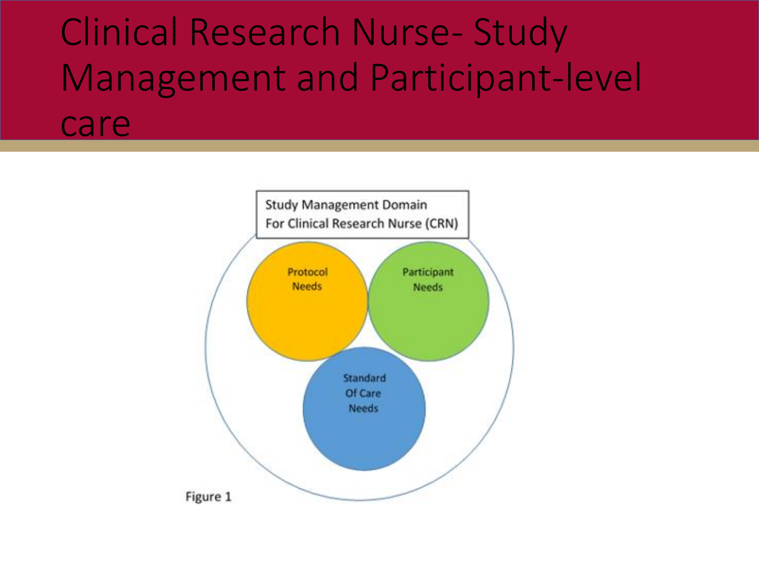# Clinical Research Nurse- Study Management and Participant-level care

Study Management Domain
For Clinical Research Nurse (CRN)

Protocol Needs

Participant Needs

Standard Of Care Needs

Figure 1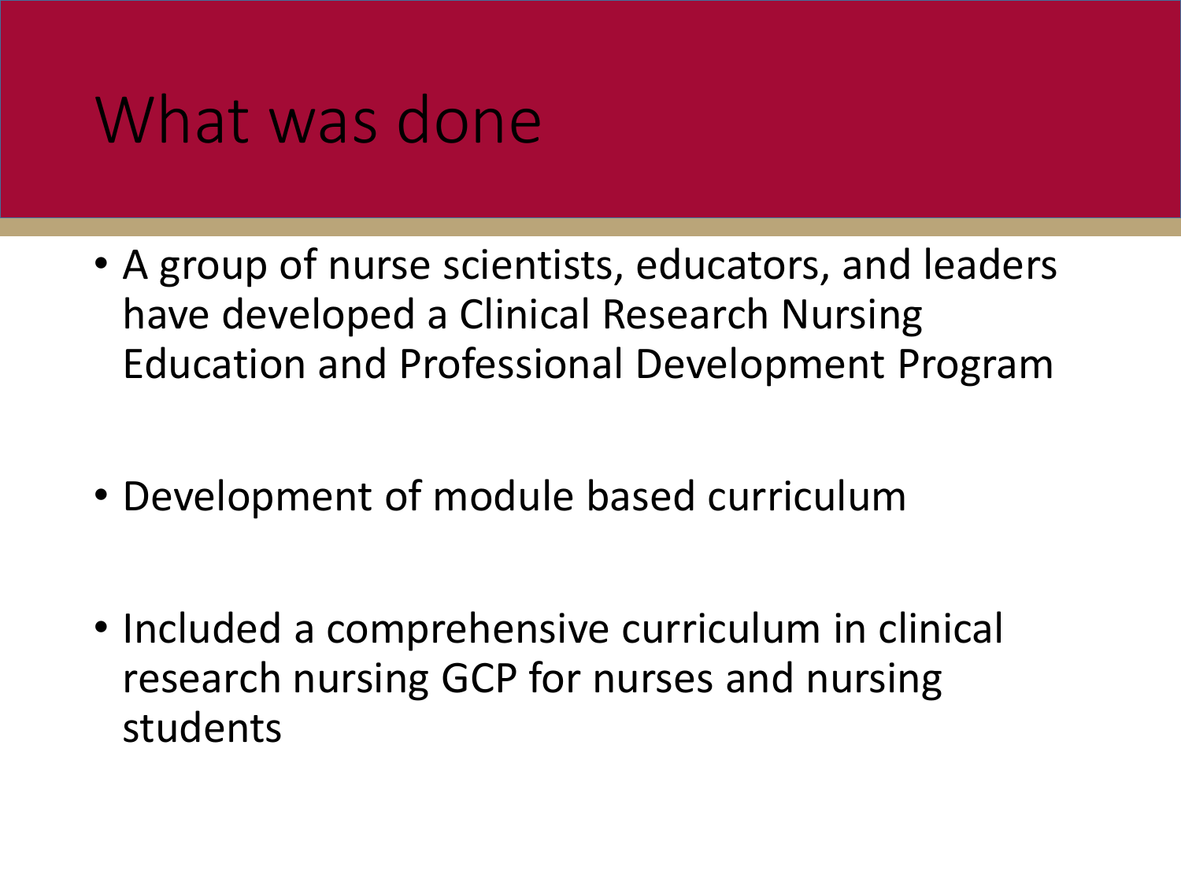# What was done

- A group of nurse scientists, educators, and leaders have developed a Clinical Research Nursing Education and Professional Development Program
- Development of module based curriculum
- Included a comprehensive curriculum in clinical research nursing GCP for nurses and nursing students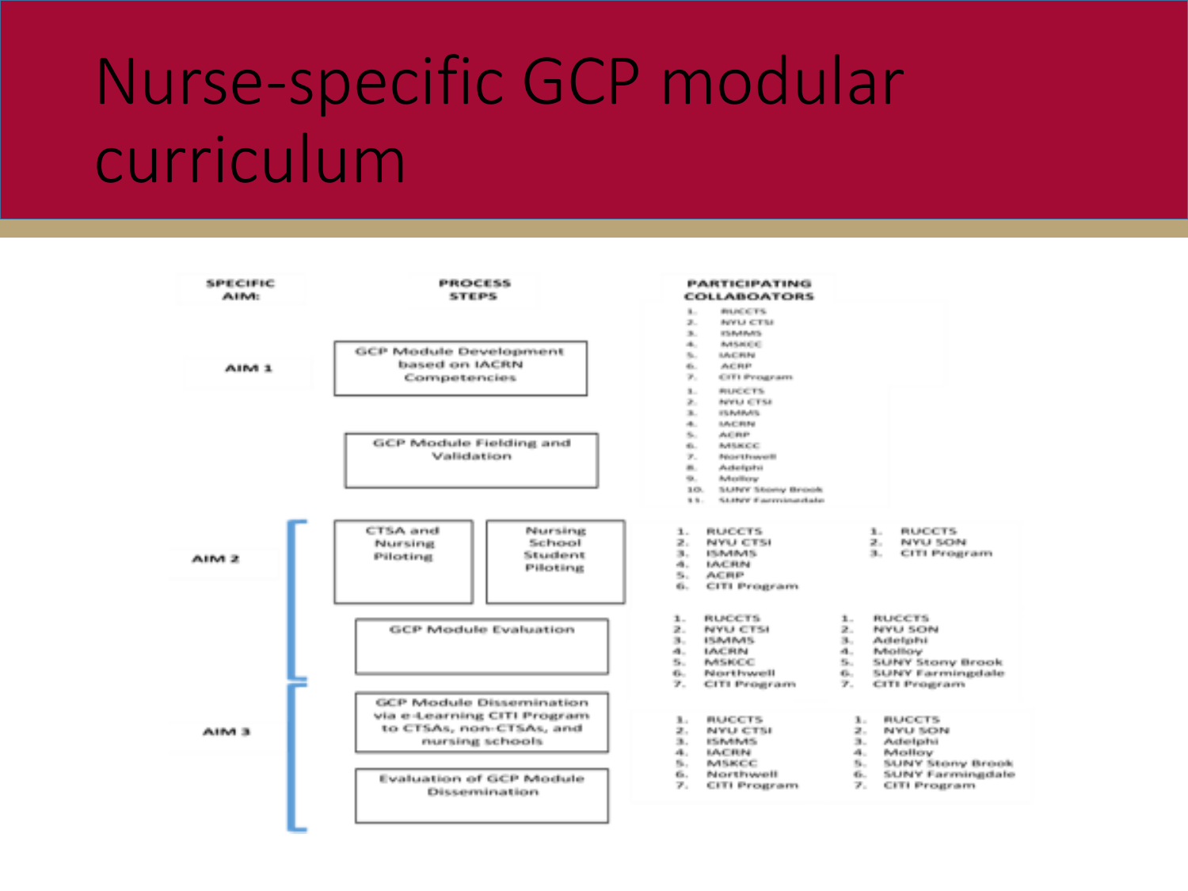# Nurse-specific GCP modular curriculum

| SPECIFIC AIM: | PROCESS STEPS | PARTICIPATING COLLABOATORS | |
|---|---|---|---|
| AIM 1 | GCP Module Development based on IACRN Competencies | 1. RUCCTS<br>2. NYU CTSI<br>3. ISMMS<br>4. MSKCC<br>5. IACRN<br>6. ACRP<br>7. CITI Program | |
| | GCP Module Fielding and Validation | 1. RUCCTS<br>2. NYU CTSI<br>3. ISMMS<br>4. IACRN<br>5. ACRP<br>6. MSKCC<br>7. Northwell<br>8. Adelphi<br>9. Molloy<br>10. SUNY Stony Brook<br>11. SUNY Farmingdale | |
| AIM 2 | CTSA and Nursing Piloting / Nursing School Student Piloting | 1. RUCCTS<br>2. NYU CTSI<br>3. ISMMS<br>4. IACRN<br>5. ACRP<br>6. CITI Program | 1. RUCCTS<br>2. NYU SON<br>3. CITI Program |
| | GCP Module Evaluation | 1. RUCCTS<br>2. NYU CTSI<br>3. ISMMS<br>4. IACRN<br>5. MSKCC<br>6. Northwell<br>7. CITI Program | 1. RUCCTS<br>2. NYU SON<br>3. Adelphi<br>4. Molloy<br>5. SUNY Stony Brook<br>6. SUNY Farmingdale<br>7. CITI Program |
| AIM 3 | GCP Module Dissemination via e-Learning CITI Program to CTSAs, non-CTSAs, and nursing schools<br><br>Evaluation of GCP Module Dissemination | 1. RUCCTS<br>2. NYU CTSI<br>3. ISMMS<br>4. IACRN<br>5. MSKCC<br>6. Northwell<br>7. CITI Program | 1. RUCCTS<br>2. NYU SON<br>3. Adelphi<br>4. Molloy<br>5. SUNY Stony Brook<br>6. SUNY Farmingdale<br>7. CITI Program |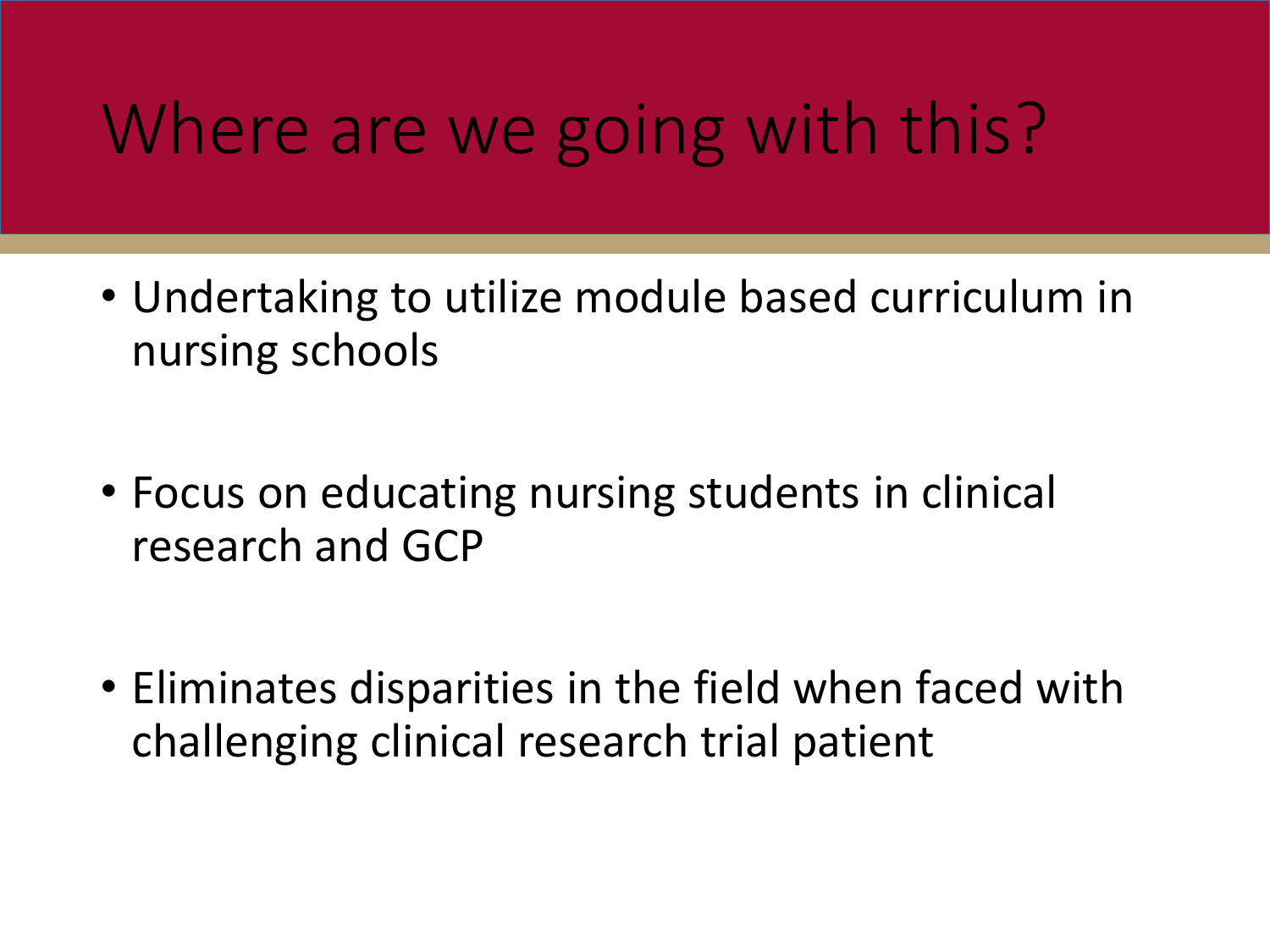# Where are we going with this?

- Undertaking to utilize module based curriculum in nursing schools
- Focus on educating nursing students in clinical research and GCP
- Eliminates disparities in the field when faced with challenging clinical research trial patient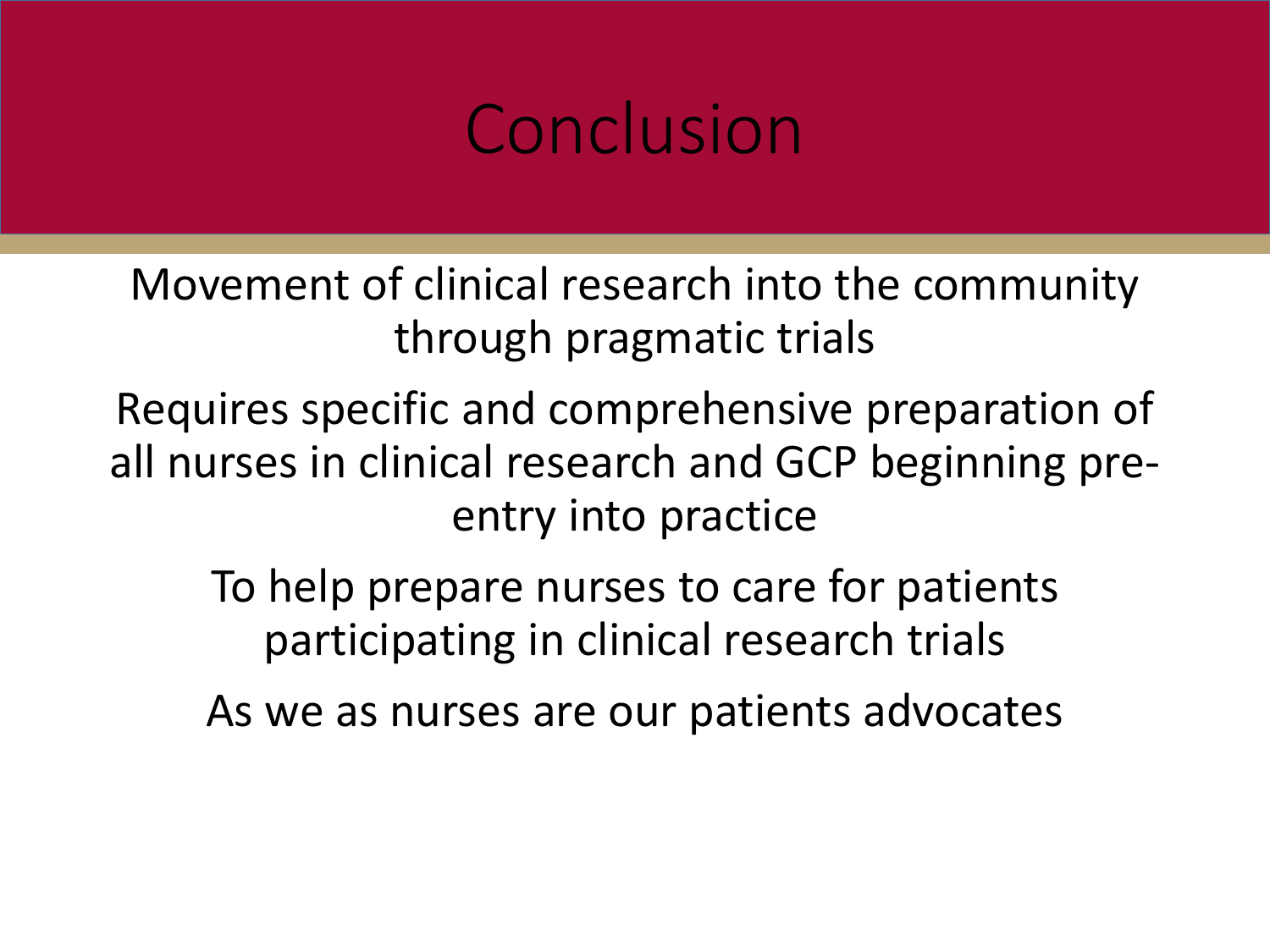# Conclusion

Movement of clinical research into the community through pragmatic trials

Requires specific and comprehensive preparation of all nurses in clinical research and GCP beginning pre-entry into practice

To help prepare nurses to care for patients participating in clinical research trials

As we as nurses are our patients advocates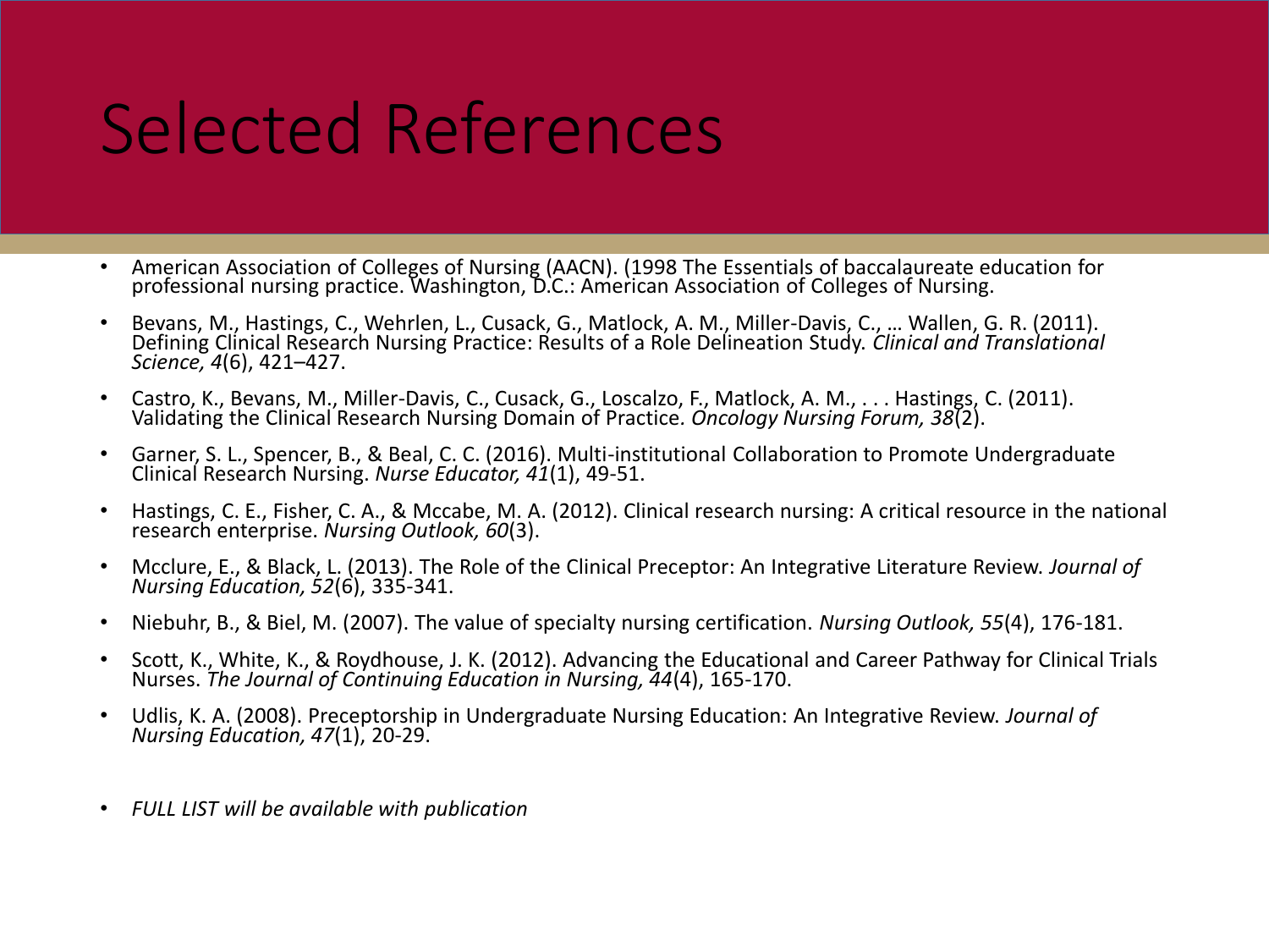# Selected References

- American Association of Colleges of Nursing (AACN). (1998 The Essentials of baccalaureate education for professional nursing practice. Washington, D.C.: American Association of Colleges of Nursing.
- Bevans, M., Hastings, C., Wehrlen, L., Cusack, G., Matlock, A. M., Miller-Davis, C., … Wallen, G. R. (2011). Defining Clinical Research Nursing Practice: Results of a Role Delineation Study. *Clinical and Translational Science, 4*(6), 421–427.
- Castro, K., Bevans, M., Miller-Davis, C., Cusack, G., Loscalzo, F., Matlock, A. M., . . . Hastings, C. (2011). Validating the Clinical Research Nursing Domain of Practice. *Oncology Nursing Forum, 38*(2).
- Garner, S. L., Spencer, B., & Beal, C. C. (2016). Multi-institutional Collaboration to Promote Undergraduate Clinical Research Nursing. *Nurse Educator, 41*(1), 49-51.
- Hastings, C. E., Fisher, C. A., & Mccabe, M. A. (2012). Clinical research nursing: A critical resource in the national research enterprise. *Nursing Outlook, 60*(3).
- Mcclure, E., & Black, L. (2013). The Role of the Clinical Preceptor: An Integrative Literature Review. *Journal of Nursing Education, 52*(6), 335-341.
- Niebuhr, B., & Biel, M. (2007). The value of specialty nursing certification. *Nursing Outlook, 55*(4), 176-181.
- Scott, K., White, K., & Roydhouse, J. K. (2012). Advancing the Educational and Career Pathway for Clinical Trials Nurses. *The Journal of Continuing Education in Nursing, 44*(4), 165-170.
- Udlis, K. A. (2008). Preceptorship in Undergraduate Nursing Education: An Integrative Review. *Journal of Nursing Education, 47*(1), 20-29.

- *FULL LIST will be available with publication*